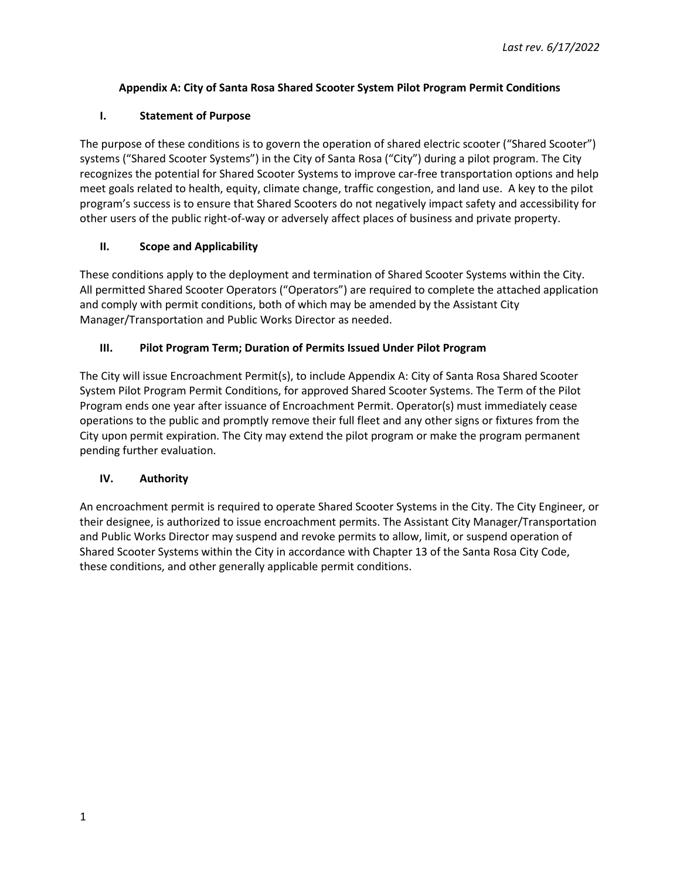*Last rev. 6/17/2022*

# Appendix A: City of Santa Rosa Shared Scooter System Pilot Program Permit Conditions

## I. Statement of Purpose

The purpose of these conditions is to govern the operation of shared electric scooter ("Shared Scooter") systems ("Shared Scooter Systems") in the City of Santa Rosa ("City") during a pilot program. The City recognizes the potential for Shared Scooter Systems to improve car-free transportation options and help meet goals related to health, equity, climate change, traffic congestion, and land use. A key to the pilot program's success is to ensure that Shared Scooters do not negatively impact safety and accessibility for other users of the public right-of-way or adversely affect places of business and private property.

## II. Scope and Applicability

These conditions apply to the deployment and termination of Shared Scooter Systems within the City. All permitted Shared Scooter Operators ("Operators") are required to complete the attached application and comply with permit conditions, both of which may be amended by the Assistant City Manager/Transportation and Public Works Director as needed.

## III. Pilot Program Term; Duration of Permits Issued Under Pilot Program

The City will issue Encroachment Permit(s), to include Appendix A: City of Santa Rosa Shared Scooter System Pilot Program Permit Conditions, for approved Shared Scooter Systems. The Term of the Pilot Program ends one year after issuance of Encroachment Permit. Operator(s) must immediately cease operations to the public and promptly remove their full fleet and any other signs or fixtures from the City upon permit expiration. The City may extend the pilot program or make the program permanent pending further evaluation.

## IV. Authority

An encroachment permit is required to operate Shared Scooter Systems in the City. The City Engineer, or their designee, is authorized to issue encroachment permits. The Assistant City Manager/Transportation and Public Works Director may suspend and revoke permits to allow, limit, or suspend operation of Shared Scooter Systems within the City in accordance with Chapter 13 of the Santa Rosa City Code, these conditions, and other generally applicable permit conditions.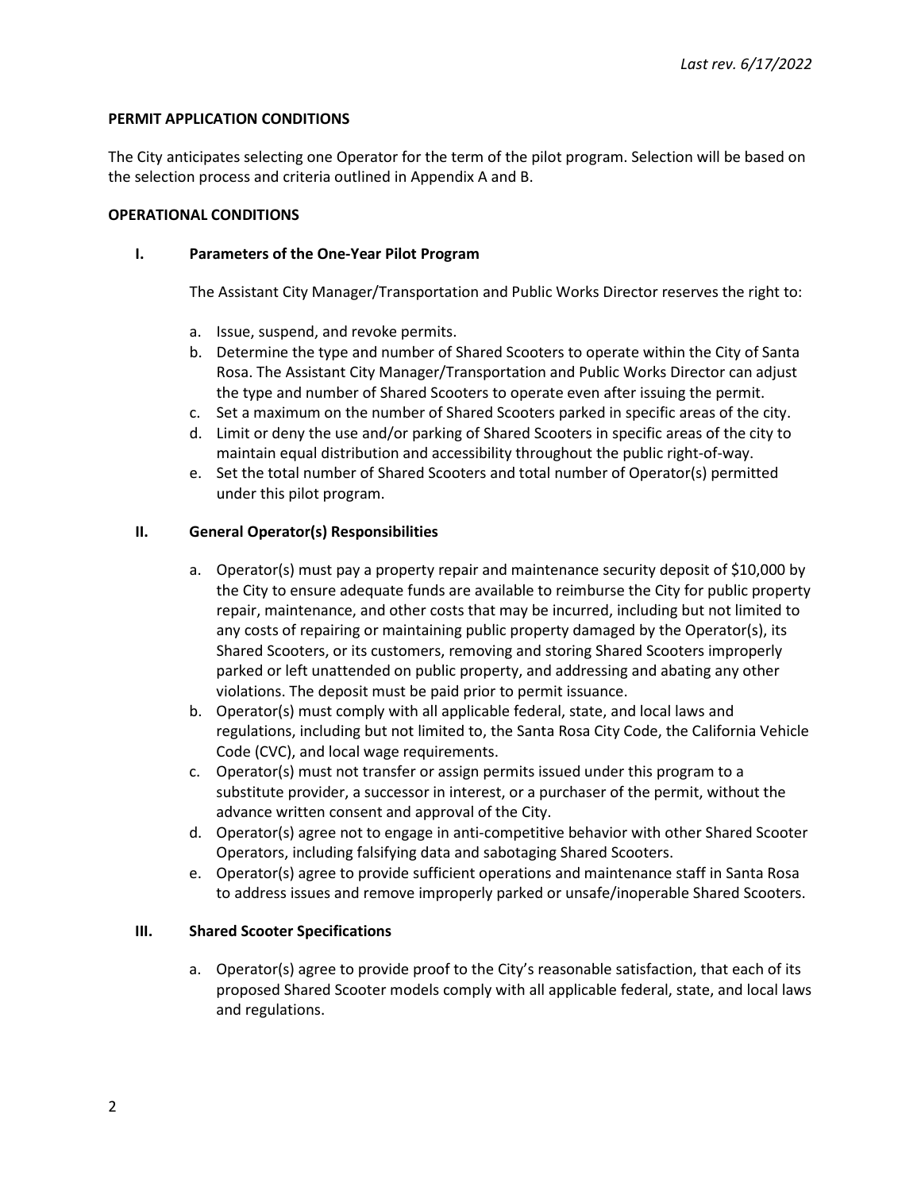*Last rev. 6/17/2022*

**PERMIT APPLICATION CONDITIONS**

The City anticipates selecting one Operator for the term of the pilot program. Selection will be based on the selection process and criteria outlined in Appendix A and B.

**OPERATIONAL CONDITIONS**

**I. Parameters of the One-Year Pilot Program**

The Assistant City Manager/Transportation and Public Works Director reserves the right to:

a. Issue, suspend, and revoke permits.
b. Determine the type and number of Shared Scooters to operate within the City of Santa Rosa. The Assistant City Manager/Transportation and Public Works Director can adjust the type and number of Shared Scooters to operate even after issuing the permit.
c. Set a maximum on the number of Shared Scooters parked in specific areas of the city.
d. Limit or deny the use and/or parking of Shared Scooters in specific areas of the city to maintain equal distribution and accessibility throughout the public right-of-way.
e. Set the total number of Shared Scooters and total number of Operator(s) permitted under this pilot program.

**II. General Operator(s) Responsibilities**

a. Operator(s) must pay a property repair and maintenance security deposit of $10,000 by the City to ensure adequate funds are available to reimburse the City for public property repair, maintenance, and other costs that may be incurred, including but not limited to any costs of repairing or maintaining public property damaged by the Operator(s), its Shared Scooters, or its customers, removing and storing Shared Scooters improperly parked or left unattended on public property, and addressing and abating any other violations. The deposit must be paid prior to permit issuance.
b. Operator(s) must comply with all applicable federal, state, and local laws and regulations, including but not limited to, the Santa Rosa City Code, the California Vehicle Code (CVC), and local wage requirements.
c. Operator(s) must not transfer or assign permits issued under this program to a substitute provider, a successor in interest, or a purchaser of the permit, without the advance written consent and approval of the City.
d. Operator(s) agree not to engage in anti-competitive behavior with other Shared Scooter Operators, including falsifying data and sabotaging Shared Scooters.
e. Operator(s) agree to provide sufficient operations and maintenance staff in Santa Rosa to address issues and remove improperly parked or unsafe/inoperable Shared Scooters.

**III. Shared Scooter Specifications**

a. Operator(s) agree to provide proof to the City's reasonable satisfaction, that each of its proposed Shared Scooter models comply with all applicable federal, state, and local laws and regulations.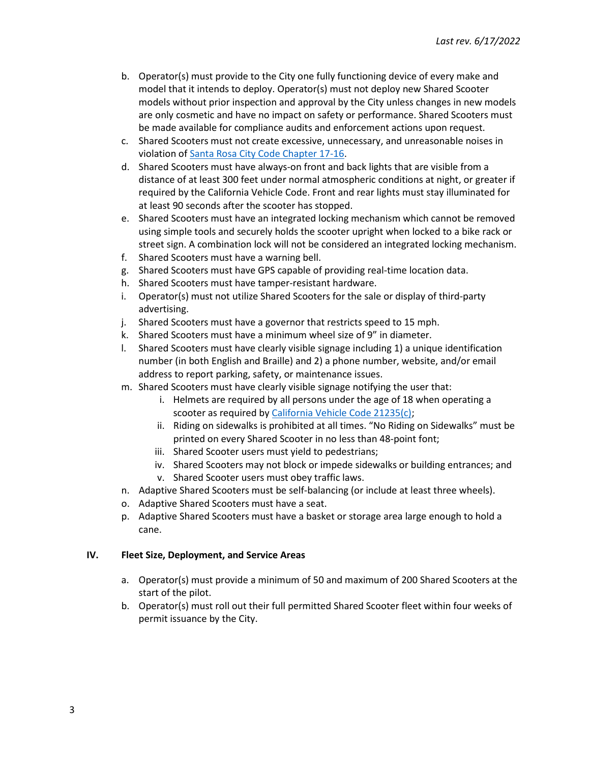b. Operator(s) must provide to the City one fully functioning device of every make and model that it intends to deploy. Operator(s) must not deploy new Shared Scooter models without prior inspection and approval by the City unless changes in new models are only cosmetic and have no impact on safety or performance. Shared Scooters must be made available for compliance audits and enforcement actions upon request.
c. Shared Scooters must not create excessive, unnecessary, and unreasonable noises in violation of [Santa Rosa City Code Chapter 17-16](#).
d. Shared Scooters must have always-on front and back lights that are visible from a distance of at least 300 feet under normal atmospheric conditions at night, or greater if required by the California Vehicle Code. Front and rear lights must stay illuminated for at least 90 seconds after the scooter has stopped.
e. Shared Scooters must have an integrated locking mechanism which cannot be removed using simple tools and securely holds the scooter upright when locked to a bike rack or street sign. A combination lock will not be considered an integrated locking mechanism.
f. Shared Scooters must have a warning bell.
g. Shared Scooters must have GPS capable of providing real-time location data.
h. Shared Scooters must have tamper-resistant hardware.
i. Operator(s) must not utilize Shared Scooters for the sale or display of third-party advertising.
j. Shared Scooters must have a governor that restricts speed to 15 mph.
k. Shared Scooters must have a minimum wheel size of 9" in diameter.
l. Shared Scooters must have clearly visible signage including 1) a unique identification number (in both English and Braille) and 2) a phone number, website, and/or email address to report parking, safety, or maintenance issues.
m. Shared Scooters must have clearly visible signage notifying the user that:
    i. Helmets are required by all persons under the age of 18 when operating a scooter as required by [California Vehicle Code 21235(c)](#);
    ii. Riding on sidewalks is prohibited at all times. "No Riding on Sidewalks" must be printed on every Shared Scooter in no less than 48-point font;
    iii. Shared Scooter users must yield to pedestrians;
    iv. Shared Scooters may not block or impede sidewalks or building entrances; and
    v. Shared Scooter users must obey traffic laws.
n. Adaptive Shared Scooters must be self-balancing (or include at least three wheels).
o. Adaptive Shared Scooters must have a seat.
p. Adaptive Shared Scooters must have a basket or storage area large enough to hold a cane.

## IV. Fleet Size, Deployment, and Service Areas

a. Operator(s) must provide a minimum of 50 and maximum of 200 Shared Scooters at the start of the pilot.
b. Operator(s) must roll out their full permitted Shared Scooter fleet within four weeks of permit issuance by the City.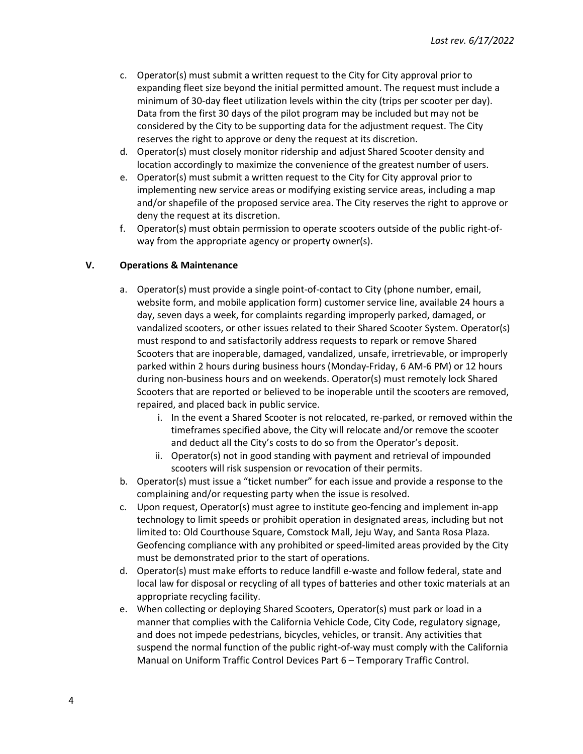c. Operator(s) must submit a written request to the City for City approval prior to expanding fleet size beyond the initial permitted amount. The request must include a minimum of 30-day fleet utilization levels within the city (trips per scooter per day). Data from the first 30 days of the pilot program may be included but may not be considered by the City to be supporting data for the adjustment request. The City reserves the right to approve or deny the request at its discretion.
d. Operator(s) must closely monitor ridership and adjust Shared Scooter density and location accordingly to maximize the convenience of the greatest number of users.
e. Operator(s) must submit a written request to the City for City approval prior to implementing new service areas or modifying existing service areas, including a map and/or shapefile of the proposed service area. The City reserves the right to approve or deny the request at its discretion.
f. Operator(s) must obtain permission to operate scooters outside of the public right-of-way from the appropriate agency or property owner(s).

## V. Operations & Maintenance

a. Operator(s) must provide a single point-of-contact to City (phone number, email, website form, and mobile application form) customer service line, available 24 hours a day, seven days a week, for complaints regarding improperly parked, damaged, or vandalized scooters, or other issues related to their Shared Scooter System. Operator(s) must respond to and satisfactorily address requests to repark or remove Shared Scooters that are inoperable, damaged, vandalized, unsafe, irretrievable, or improperly parked within 2 hours during business hours (Monday-Friday, 6 AM-6 PM) or 12 hours during non-business hours and on weekends. Operator(s) must remotely lock Shared Scooters that are reported or believed to be inoperable until the scooters are removed, repaired, and placed back in public service.
    i. In the event a Shared Scooter is not relocated, re-parked, or removed within the timeframes specified above, the City will relocate and/or remove the scooter and deduct all the City's costs to do so from the Operator's deposit.
    ii. Operator(s) not in good standing with payment and retrieval of impounded scooters will risk suspension or revocation of their permits.
b. Operator(s) must issue a "ticket number" for each issue and provide a response to the complaining and/or requesting party when the issue is resolved.
c. Upon request, Operator(s) must agree to institute geo-fencing and implement in-app technology to limit speeds or prohibit operation in designated areas, including but not limited to: Old Courthouse Square, Comstock Mall, Jeju Way, and Santa Rosa Plaza. Geofencing compliance with any prohibited or speed-limited areas provided by the City must be demonstrated prior to the start of operations.
d. Operator(s) must make efforts to reduce landfill e-waste and follow federal, state and local law for disposal or recycling of all types of batteries and other toxic materials at an appropriate recycling facility.
e. When collecting or deploying Shared Scooters, Operator(s) must park or load in a manner that complies with the California Vehicle Code, City Code, regulatory signage, and does not impede pedestrians, bicycles, vehicles, or transit. Any activities that suspend the normal function of the public right-of-way must comply with the California Manual on Uniform Traffic Control Devices Part 6 – Temporary Traffic Control.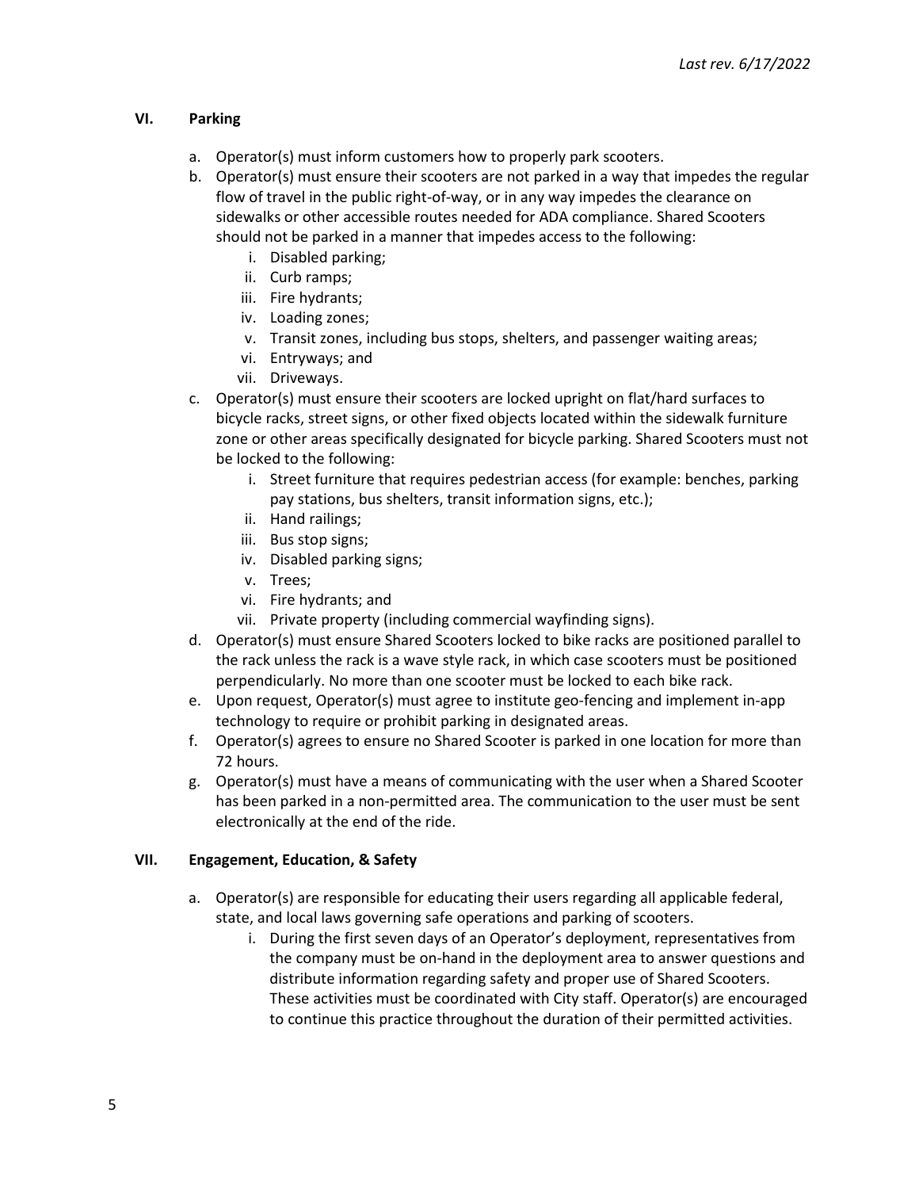## VI. Parking

a. Operator(s) must inform customers how to properly park scooters.

b. Operator(s) must ensure their scooters are not parked in a way that impedes the regular flow of travel in the public right-of-way, or in any way impedes the clearance on sidewalks or other accessible routes needed for ADA compliance. Shared Scooters should not be parked in a manner that impedes access to the following:
   i. Disabled parking;
   ii. Curb ramps;
   iii. Fire hydrants;
   iv. Loading zones;
   v. Transit zones, including bus stops, shelters, and passenger waiting areas;
   vi. Entryways; and
   vii. Driveways.

c. Operator(s) must ensure their scooters are locked upright on flat/hard surfaces to bicycle racks, street signs, or other fixed objects located within the sidewalk furniture zone or other areas specifically designated for bicycle parking. Shared Scooters must not be locked to the following:
   i. Street furniture that requires pedestrian access (for example: benches, parking pay stations, bus shelters, transit information signs, etc.);
   ii. Hand railings;
   iii. Bus stop signs;
   iv. Disabled parking signs;
   v. Trees;
   vi. Fire hydrants; and
   vii. Private property (including commercial wayfinding signs).

d. Operator(s) must ensure Shared Scooters locked to bike racks are positioned parallel to the rack unless the rack is a wave style rack, in which case scooters must be positioned perpendicularly. No more than one scooter must be locked to each bike rack.

e. Upon request, Operator(s) must agree to institute geo-fencing and implement in-app technology to require or prohibit parking in designated areas.

f. Operator(s) agrees to ensure no Shared Scooter is parked in one location for more than 72 hours.

g. Operator(s) must have a means of communicating with the user when a Shared Scooter has been parked in a non-permitted area. The communication to the user must be sent electronically at the end of the ride.

## VII. Engagement, Education, & Safety

a. Operator(s) are responsible for educating their users regarding all applicable federal, state, and local laws governing safe operations and parking of scooters.
   i. During the first seven days of an Operator's deployment, representatives from the company must be on-hand in the deployment area to answer questions and distribute information regarding safety and proper use of Shared Scooters. These activities must be coordinated with City staff. Operator(s) are encouraged to continue this practice throughout the duration of their permitted activities.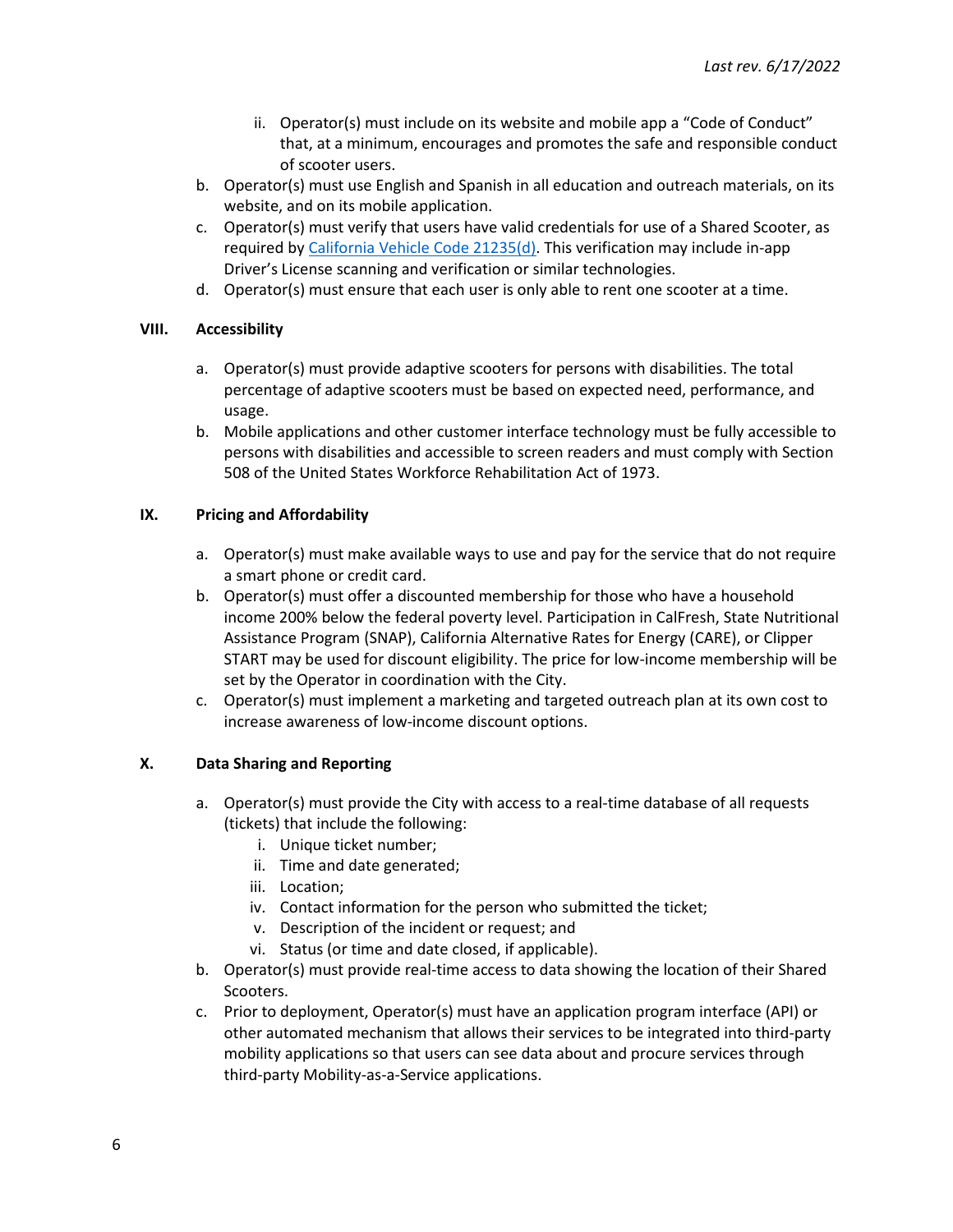ii. Operator(s) must include on its website and mobile app a "Code of Conduct" that, at a minimum, encourages and promotes the safe and responsible conduct of scooter users.

b. Operator(s) must use English and Spanish in all education and outreach materials, on its website, and on its mobile application.
c. Operator(s) must verify that users have valid credentials for use of a Shared Scooter, as required by [California Vehicle Code 21235(d)](). This verification may include in-app Driver's License scanning and verification or similar technologies.
d. Operator(s) must ensure that each user is only able to rent one scooter at a time.

## VIII. Accessibility

a. Operator(s) must provide adaptive scooters for persons with disabilities. The total percentage of adaptive scooters must be based on expected need, performance, and usage.
b. Mobile applications and other customer interface technology must be fully accessible to persons with disabilities and accessible to screen readers and must comply with Section 508 of the United States Workforce Rehabilitation Act of 1973.

## IX. Pricing and Affordability

a. Operator(s) must make available ways to use and pay for the service that do not require a smart phone or credit card.
b. Operator(s) must offer a discounted membership for those who have a household income 200% below the federal poverty level. Participation in CalFresh, State Nutritional Assistance Program (SNAP), California Alternative Rates for Energy (CARE), or Clipper START may be used for discount eligibility. The price for low-income membership will be set by the Operator in coordination with the City.
c. Operator(s) must implement a marketing and targeted outreach plan at its own cost to increase awareness of low-income discount options.

## X. Data Sharing and Reporting

a. Operator(s) must provide the City with access to a real-time database of all requests (tickets) that include the following:
   i. Unique ticket number;
   ii. Time and date generated;
   iii. Location;
   iv. Contact information for the person who submitted the ticket;
   v. Description of the incident or request; and
   vi. Status (or time and date closed, if applicable).
b. Operator(s) must provide real-time access to data showing the location of their Shared Scooters.
c. Prior to deployment, Operator(s) must have an application program interface (API) or other automated mechanism that allows their services to be integrated into third-party mobility applications so that users can see data about and procure services through third-party Mobility-as-a-Service applications.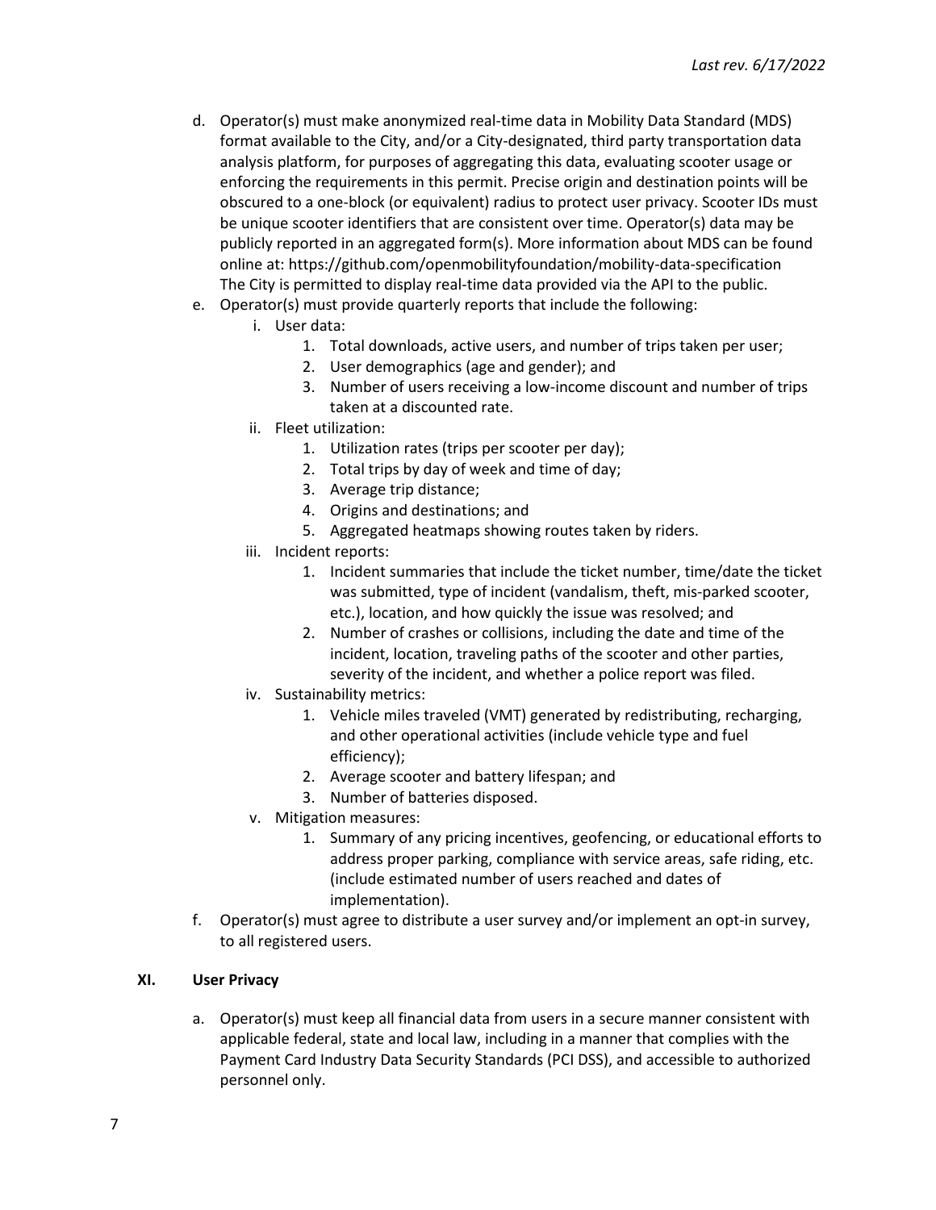d. Operator(s) must make anonymized real-time data in Mobility Data Standard (MDS) format available to the City, and/or a City-designated, third party transportation data analysis platform, for purposes of aggregating this data, evaluating scooter usage or enforcing the requirements in this permit. Precise origin and destination points will be obscured to a one-block (or equivalent) radius to protect user privacy. Scooter IDs must be unique scooter identifiers that are consistent over time. Operator(s) data may be publicly reported in an aggregated form(s). More information about MDS can be found online at: https://github.com/openmobilityfoundation/mobility-data-specification The City is permitted to display real-time data provided via the API to the public.

e. Operator(s) must provide quarterly reports that include the following:
   - i. User data:
     1. Total downloads, active users, and number of trips taken per user;
     2. User demographics (age and gender); and
     3. Number of users receiving a low-income discount and number of trips taken at a discounted rate.
   - ii. Fleet utilization:
     1. Utilization rates (trips per scooter per day);
     2. Total trips by day of week and time of day;
     3. Average trip distance;
     4. Origins and destinations; and
     5. Aggregated heatmaps showing routes taken by riders.
   - iii. Incident reports:
     1. Incident summaries that include the ticket number, time/date the ticket was submitted, type of incident (vandalism, theft, mis-parked scooter, etc.), location, and how quickly the issue was resolved; and
     2. Number of crashes or collisions, including the date and time of the incident, location, traveling paths of the scooter and other parties, severity of the incident, and whether a police report was filed.
   - iv. Sustainability metrics:
     1. Vehicle miles traveled (VMT) generated by redistributing, recharging, and other operational activities (include vehicle type and fuel efficiency);
     2. Average scooter and battery lifespan; and
     3. Number of batteries disposed.
   - v. Mitigation measures:
     1. Summary of any pricing incentives, geofencing, or educational efforts to address proper parking, compliance with service areas, safe riding, etc. (include estimated number of users reached and dates of implementation).

f. Operator(s) must agree to distribute a user survey and/or implement an opt-in survey, to all registered users.

## XI. User Privacy

a. Operator(s) must keep all financial data from users in a secure manner consistent with applicable federal, state and local law, including in a manner that complies with the Payment Card Industry Data Security Standards (PCI DSS), and accessible to authorized personnel only.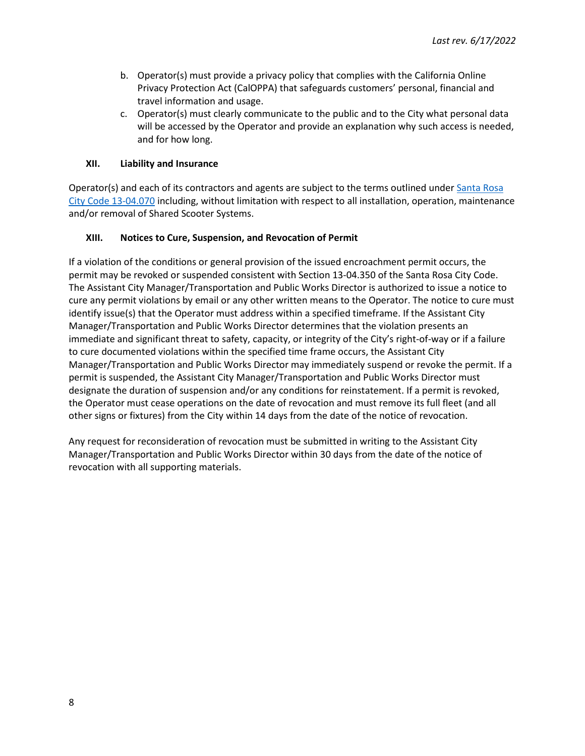b. Operator(s) must provide a privacy policy that complies with the California Online Privacy Protection Act (CalOPPA) that safeguards customers' personal, financial and travel information and usage.
c. Operator(s) must clearly communicate to the public and to the City what personal data will be accessed by the Operator and provide an explanation why such access is needed, and for how long.

## XII. Liability and Insurance

Operator(s) and each of its contractors and agents are subject to the terms outlined under [Santa Rosa City Code 13-04.070] including, without limitation with respect to all installation, operation, maintenance and/or removal of Shared Scooter Systems.

## XIII. Notices to Cure, Suspension, and Revocation of Permit

If a violation of the conditions or general provision of the issued encroachment permit occurs, the permit may be revoked or suspended consistent with Section 13-04.350 of the Santa Rosa City Code. The Assistant City Manager/Transportation and Public Works Director is authorized to issue a notice to cure any permit violations by email or any other written means to the Operator. The notice to cure must identify issue(s) that the Operator must address within a specified timeframe. If the Assistant City Manager/Transportation and Public Works Director determines that the violation presents an immediate and significant threat to safety, capacity, or integrity of the City's right-of-way or if a failure to cure documented violations within the specified time frame occurs, the Assistant City Manager/Transportation and Public Works Director may immediately suspend or revoke the permit. If a permit is suspended, the Assistant City Manager/Transportation and Public Works Director must designate the duration of suspension and/or any conditions for reinstatement. If a permit is revoked, the Operator must cease operations on the date of revocation and must remove its full fleet (and all other signs or fixtures) from the City within 14 days from the date of the notice of revocation.

Any request for reconsideration of revocation must be submitted in writing to the Assistant City Manager/Transportation and Public Works Director within 30 days from the date of the notice of revocation with all supporting materials.